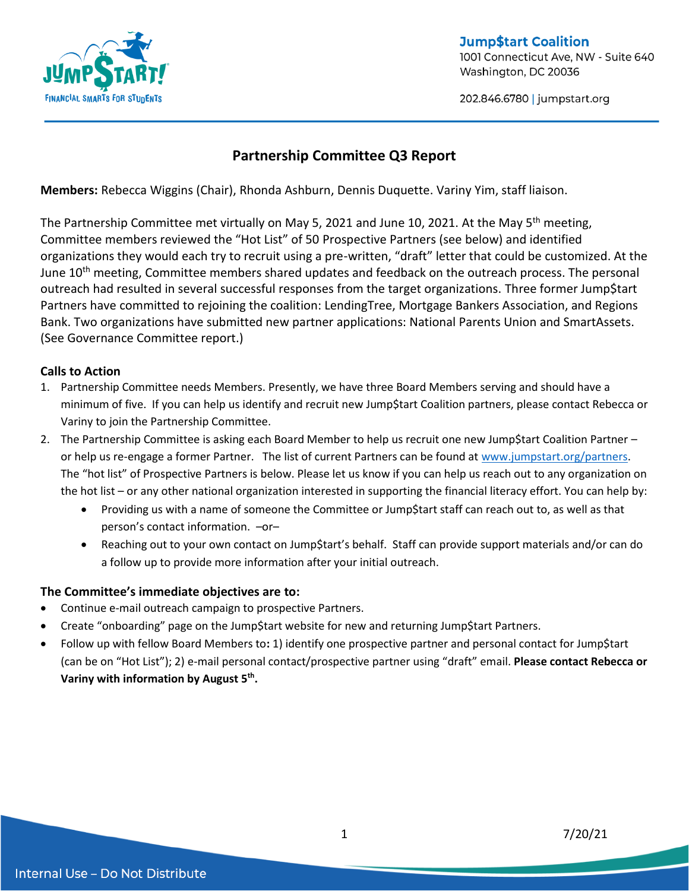Jump$tart Coalition
1001 Connecticut Ave, NW - Suite 640
Washington, DC 20036

202.846.6780 | jumpstart.org

# Partnership Committee Q3 Report

**Members:** Rebecca Wiggins (Chair), Rhonda Ashburn, Dennis Duquette. Variny Yim, staff liaison.

The Partnership Committee met virtually on May 5, 2021 and June 10, 2021. At the May 5th meeting, Committee members reviewed the "Hot List" of 50 Prospective Partners (see below) and identified organizations they would each try to recruit using a pre-written, "draft" letter that could be customized. At the June 10th meeting, Committee members shared updates and feedback on the outreach process. The personal outreach had resulted in several successful responses from the target organizations. Three former Jump$tart Partners have committed to rejoining the coalition: LendingTree, Mortgage Bankers Association, and Regions Bank. Two organizations have submitted new partner applications: National Parents Union and SmartAssets. (See Governance Committee report.)

### Calls to Action

1. Partnership Committee needs Members. Presently, we have three Board Members serving and should have a minimum of five. If you can help us identify and recruit new Jump$tart Coalition partners, please contact Rebecca or Variny to join the Partnership Committee.
2. The Partnership Committee is asking each Board Member to help us recruit one new Jump$tart Coalition Partner – or help us re-engage a former Partner. The list of current Partners can be found at [www.jumpstart.org/partners](www.jumpstart.org/partners). The "hot list" of Prospective Partners is below. Please let us know if you can help us reach out to any organization on the hot list – or any other national organization interested in supporting the financial literacy effort. You can help by:
   - Providing us with a name of someone the Committee or Jump$tart staff can reach out to, as well as that person's contact information. –or–
   - Reaching out to your own contact on Jump$tart's behalf. Staff can provide support materials and/or can do a follow up to provide more information after your initial outreach.

### The Committee's immediate objectives are to:

- Continue e-mail outreach campaign to prospective Partners.
- Create "onboarding" page on the Jump$tart website for new and returning Jump$tart Partners.
- Follow up with fellow Board Members to**:** 1) identify one prospective partner and personal contact for Jump$tart (can be on "Hot List"); 2) e-mail personal contact/prospective partner using "draft" email. **Please contact Rebecca or Variny with information by August 5th.**

7/20/21

Internal Use – Do Not Distribute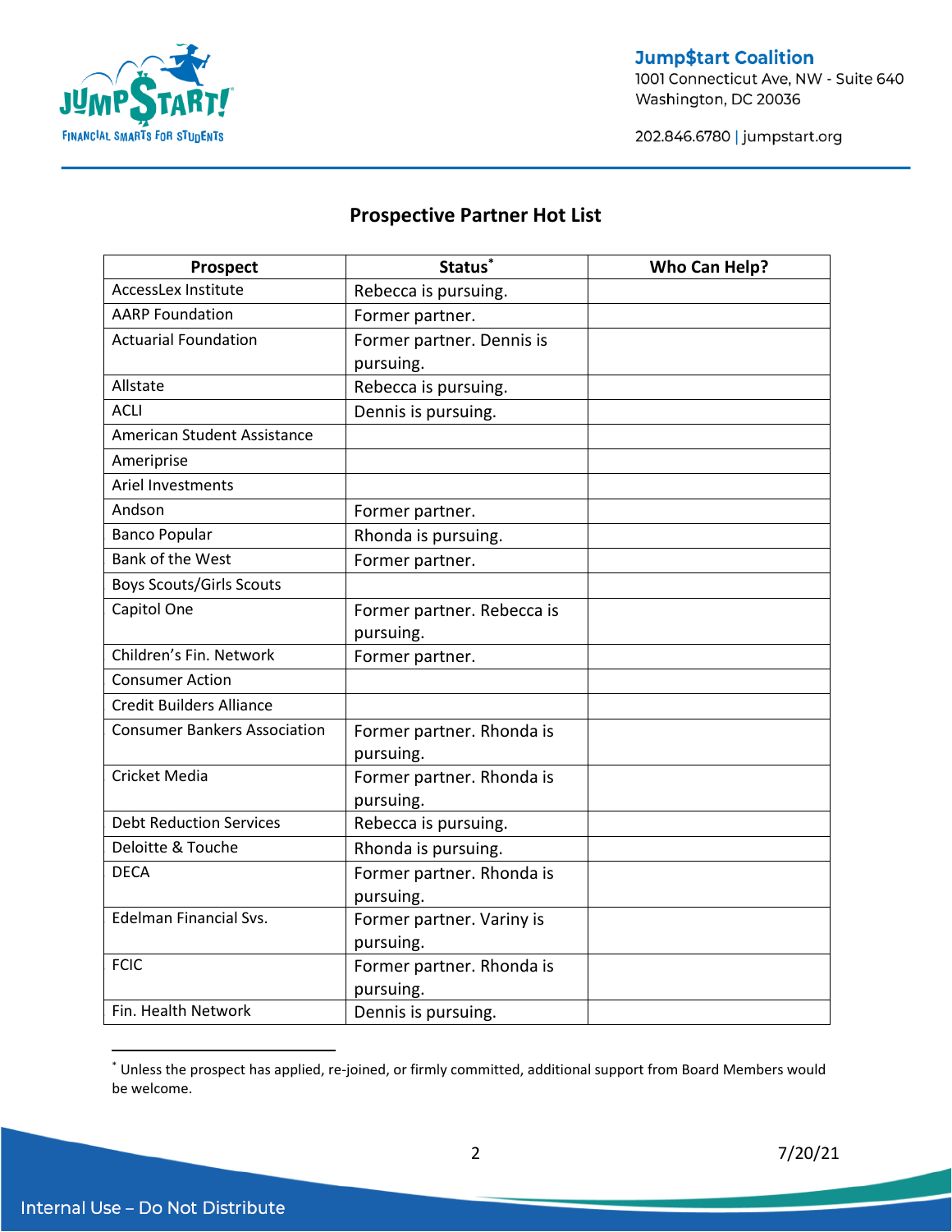## Prospective Partner Hot List

| Prospect | Status* | Who Can Help? |
|---|---|---|
| AccessLex Institute | Rebecca is pursuing. | |
| AARP Foundation | Former partner. | |
| Actuarial Foundation | Former partner. Dennis is pursuing. | |
| Allstate | Rebecca is pursuing. | |
| ACLI | Dennis is pursuing. | |
| American Student Assistance | | |
| Ameriprise | | |
| Ariel Investments | | |
| Andson | Former partner. | |
| Banco Popular | Rhonda is pursuing. | |
| Bank of the West | Former partner. | |
| Boys Scouts/Girls Scouts | | |
| Capitol One | Former partner. Rebecca is pursuing. | |
| Children's Fin. Network | Former partner. | |
| Consumer Action | | |
| Credit Builders Alliance | | |
| Consumer Bankers Association | Former partner. Rhonda is pursuing. | |
| Cricket Media | Former partner. Rhonda is pursuing. | |
| Debt Reduction Services | Rebecca is pursuing. | |
| Deloitte & Touche | Rhonda is pursuing. | |
| DECA | Former partner. Rhonda is pursuing. | |
| Edelman Financial Svs. | Former partner. Variny is pursuing. | |
| FCIC | Former partner. Rhonda is pursuing. | |
| Fin. Health Network | Dennis is pursuing. | |

* Unless the prospect has applied, re-joined, or firmly committed, additional support from Board Members would be welcome.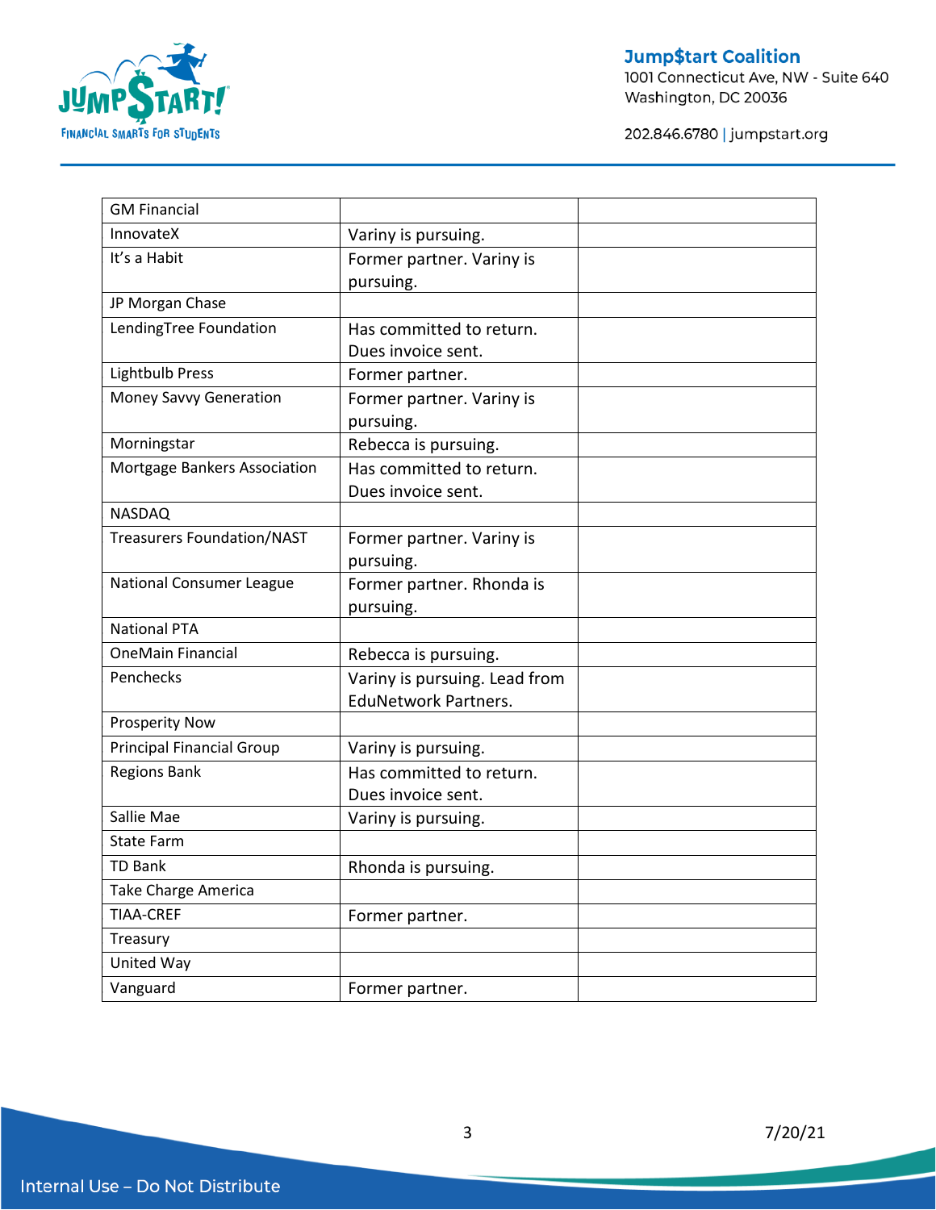| | | |
|---|---|---|
| GM Financial | | |
| InnovateX | Variny is pursuing. | |
| It's a Habit | Former partner. Variny is pursuing. | |
| JP Morgan Chase | | |
| LendingTree Foundation | Has committed to return. Dues invoice sent. | |
| Lightbulb Press | Former partner. | |
| Money Savvy Generation | Former partner. Variny is pursuing. | |
| Morningstar | Rebecca is pursuing. | |
| Mortgage Bankers Association | Has committed to return. Dues invoice sent. | |
| NASDAQ | | |
| Treasurers Foundation/NAST | Former partner. Variny is pursuing. | |
| National Consumer League | Former partner. Rhonda is pursuing. | |
| National PTA | | |
| OneMain Financial | Rebecca is pursuing. | |
| Penchecks | Variny is pursuing. Lead from EduNetwork Partners. | |
| Prosperity Now | | |
| Principal Financial Group | Variny is pursuing. | |
| Regions Bank | Has committed to return. Dues invoice sent. | |
| Sallie Mae | Variny is pursuing. | |
| State Farm | | |
| TD Bank | Rhonda is pursuing. | |
| Take Charge America | | |
| TIAA-CREF | Former partner. | |
| Treasury | | |
| United Way | | |
| Vanguard | Former partner. | |